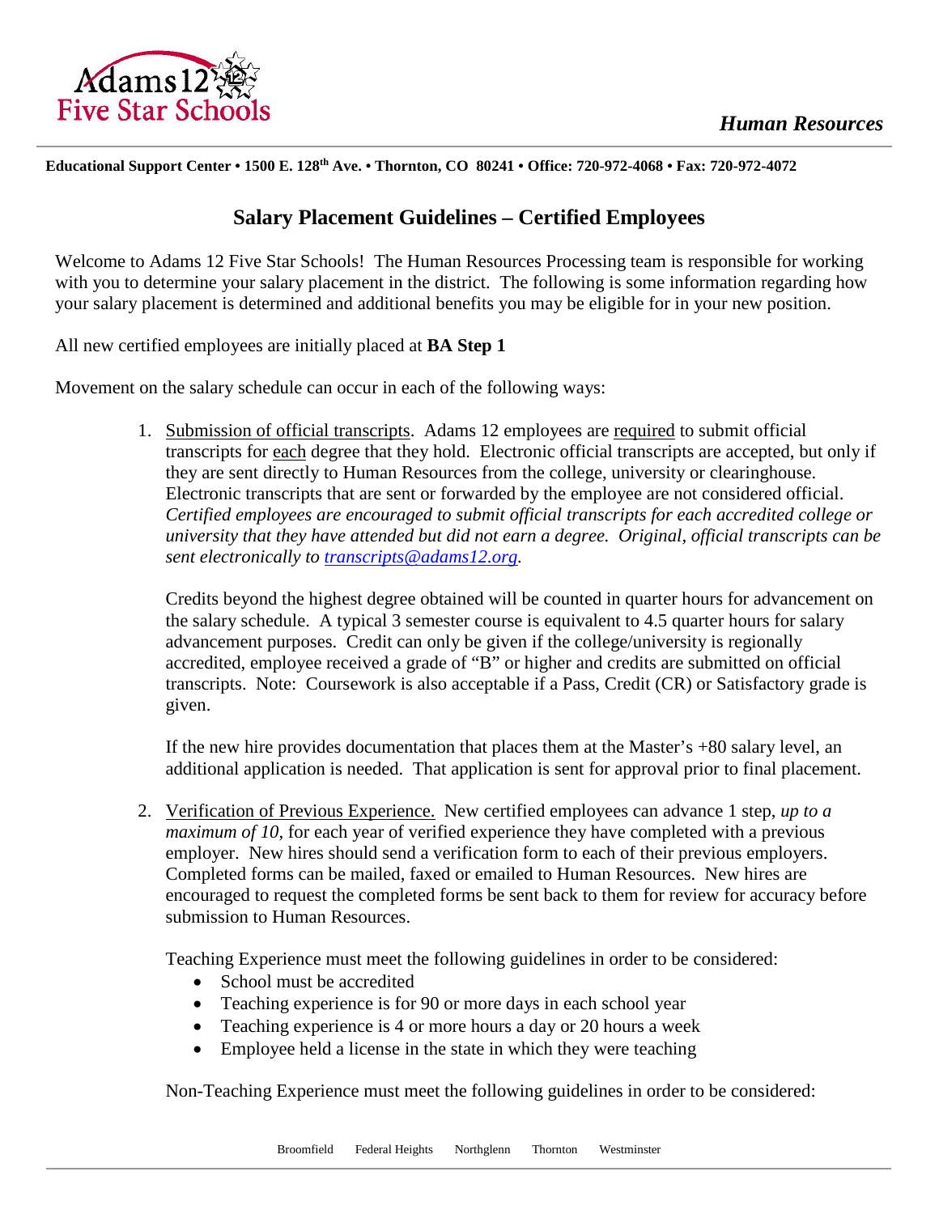*Human Resources*

**Educational Support Center • 1500 E. 128th Ave. • Thornton, CO 80241 • Office: 720-972-4068 • Fax: 720-972-4072**

## Salary Placement Guidelines – Certified Employees

Welcome to Adams 12 Five Star Schools! The Human Resources Processing team is responsible for working with you to determine your salary placement in the district. The following is some information regarding how your salary placement is determined and additional benefits you may be eligible for in your new position.

All new certified employees are initially placed at **BA Step 1**

Movement on the salary schedule can occur in each of the following ways:

1. Submission of official transcripts. Adams 12 employees are required to submit official transcripts for each degree that they hold. Electronic official transcripts are accepted, but only if they are sent directly to Human Resources from the college, university or clearinghouse. Electronic transcripts that are sent or forwarded by the employee are not considered official. *Certified employees are encouraged to submit official transcripts for each accredited college or university that they have attended but did not earn a degree. Original, official transcripts can be sent electronically to [transcripts@adams12.org](mailto:transcripts@adams12.org).*

   Credits beyond the highest degree obtained will be counted in quarter hours for advancement on the salary schedule. A typical 3 semester course is equivalent to 4.5 quarter hours for salary advancement purposes. Credit can only be given if the college/university is regionally accredited, employee received a grade of "B" or higher and credits are submitted on official transcripts. Note: Coursework is also acceptable if a Pass, Credit (CR) or Satisfactory grade is given.

   If the new hire provides documentation that places them at the Master's +80 salary level, an additional application is needed. That application is sent for approval prior to final placement.

2. Verification of Previous Experience. New certified employees can advance 1 step, *up to a maximum of 10*, for each year of verified experience they have completed with a previous employer. New hires should send a verification form to each of their previous employers. Completed forms can be mailed, faxed or emailed to Human Resources. New hires are encouraged to request the completed forms be sent back to them for review for accuracy before submission to Human Resources.

   Teaching Experience must meet the following guidelines in order to be considered:
   - School must be accredited
   - Teaching experience is for 90 or more days in each school year
   - Teaching experience is 4 or more hours a day or 20 hours a week
   - Employee held a license in the state in which they were teaching

   Non-Teaching Experience must meet the following guidelines in order to be considered: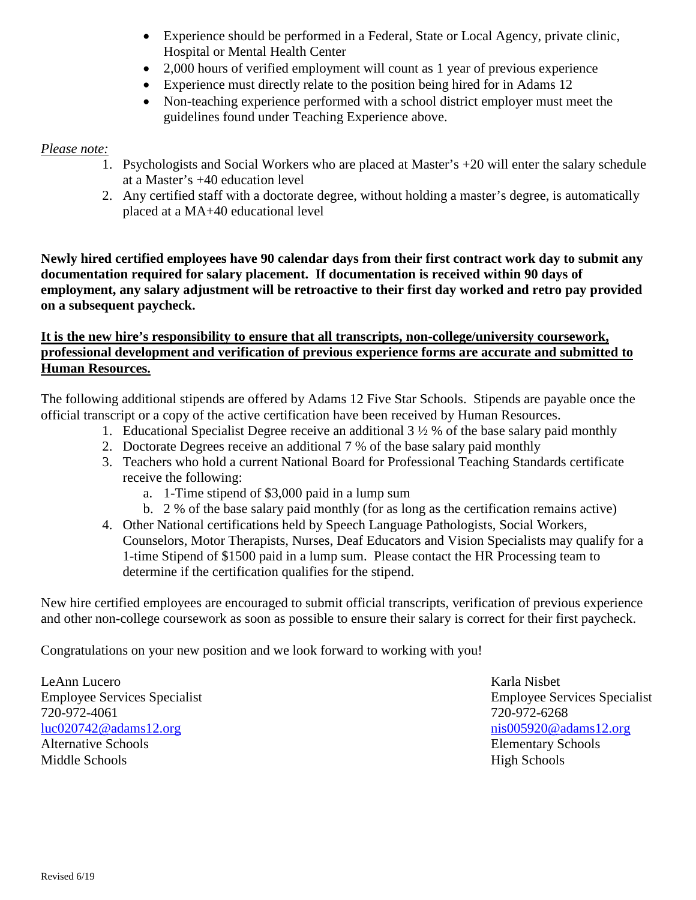- Experience should be performed in a Federal, State or Local Agency, private clinic, Hospital or Mental Health Center
- 2,000 hours of verified employment will count as 1 year of previous experience
- Experience must directly relate to the position being hired for in Adams 12
- Non-teaching experience performed with a school district employer must meet the guidelines found under Teaching Experience above.

*Please note:*

1. Psychologists and Social Workers who are placed at Master's +20 will enter the salary schedule at a Master's +40 education level
2. Any certified staff with a doctorate degree, without holding a master's degree, is automatically placed at a MA+40 educational level

**Newly hired certified employees have 90 calendar days from their first contract work day to submit any documentation required for salary placement. If documentation is received within 90 days of employment, any salary adjustment will be retroactive to their first day worked and retro pay provided on a subsequent paycheck.**

**<u>It is the new hire's responsibility to ensure that all transcripts, non-college/university coursework, professional development and verification of previous experience forms are accurate and submitted to Human Resources.</u>**

The following additional stipends are offered by Adams 12 Five Star Schools. Stipends are payable once the official transcript or a copy of the active certification have been received by Human Resources.

1. Educational Specialist Degree receive an additional 3 ½ % of the base salary paid monthly
2. Doctorate Degrees receive an additional 7 % of the base salary paid monthly
3. Teachers who hold a current National Board for Professional Teaching Standards certificate receive the following:
   a. 1-Time stipend of $3,000 paid in a lump sum
   b. 2 % of the base salary paid monthly (for as long as the certification remains active)
4. Other National certifications held by Speech Language Pathologists, Social Workers, Counselors, Motor Therapists, Nurses, Deaf Educators and Vision Specialists may qualify for a 1-time Stipend of $1500 paid in a lump sum. Please contact the HR Processing team to determine if the certification qualifies for the stipend.

New hire certified employees are encouraged to submit official transcripts, verification of previous experience and other non-college coursework as soon as possible to ensure their salary is correct for their first paycheck.

Congratulations on your new position and we look forward to working with you!

LeAnn Lucero
Employee Services Specialist
720-972-4061
luc020742@adams12.org
Alternative Schools
Middle Schools

Karla Nisbet
Employee Services Specialist
720-972-6268
nis005920@adams12.org
Elementary Schools
High Schools

Revised 6/19